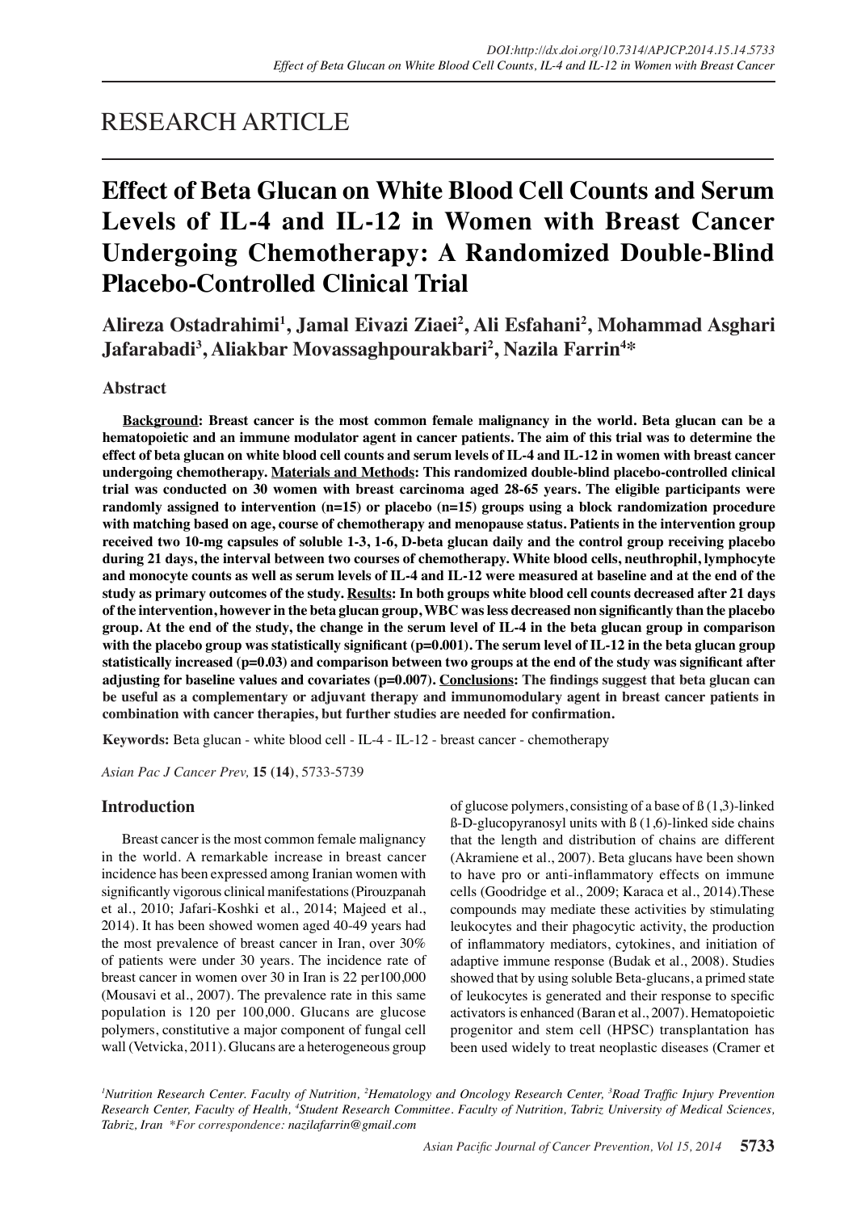RESEARCH ARTICLE

# Effect of Beta Glucan on White Blood Cell Counts and Serum Levels of IL-4 and IL-12 in Women with Breast Cancer Undergoing Chemotherapy: A Randomized Double-Blind Placebo-Controlled Clinical Trial

**Alireza Ostadrahimi[1], Jamal Eivazi Ziaei[2], Ali Esfahani[2], Mohammad Asghari Jafarabadi[3], Aliakbar Movassaghpourakbari[2], Nazila Farrin[4]***

## Abstract

**Background: Breast cancer is the most common female malignancy in the world. Beta glucan can be a hematopoietic and an immune modulator agent in cancer patients. The aim of this trial was to determine the effect of beta glucan on white blood cell counts and serum levels of IL-4 and IL-12 in women with breast cancer undergoing chemotherapy. Materials and Methods: This randomized double-blind placebo-controlled clinical trial was conducted on 30 women with breast carcinoma aged 28-65 years. The eligible participants were randomly assigned to intervention (n=15) or placebo (n=15) groups using a block randomization procedure with matching based on age, course of chemotherapy and menopause status. Patients in the intervention group received two 10-mg capsules of soluble 1-3, 1-6, D-beta glucan daily and the control group receiving placebo during 21 days, the interval between two courses of chemotherapy. White blood cells, neutrophil, lymphocyte and monocyte counts as well as serum levels of IL-4 and IL-12 were measured at baseline and at the end of the study as primary outcomes of the study. Results: In both groups white blood cell counts decreased after 21 days of the intervention, however in the beta glucan group, WBC was less decreased non significantly than the placebo group. At the end of the study, the change in the serum level of IL-4 in the beta glucan group in comparison with the placebo group was statistically significant (p=0.001). The serum level of IL-12 in the beta glucan group statistically increased (p=0.03) and comparison between two groups at the end of the study was significant after adjusting for baseline values and covariates (p=0.007). Conclusions: The findings suggest that beta glucan can be useful as a complementary or adjuvant therapy and immunomodulary agent in breast cancer patients in combination with cancer therapies, but further studies are needed for confirmation.**

**Keywords:** Beta glucan - white blood cell - IL-4 - IL-12 - breast cancer - chemotherapy

## Introduction

Breast cancer is the most common female malignancy in the world. A remarkable increase in breast cancer incidence has been expressed among Iranian women with significantly vigorous clinical manifestations (Pirouzpanah et al., 2010; Jafari-Koshki et al., 2014; Majeed et al., 2014). It has been showed women aged 40-49 years had the most prevalence of breast cancer in Iran, over 30% of patients were under 30 years. The incidence rate of breast cancer in women over 30 in Iran is 22 per100,000 (Mousavi et al., 2007). The prevalence rate in this same population is 120 per 100,000. Glucans are glucose polymers, constitutive a major component of fungal cell wall (Vetvicka, 2011). Glucans are a heterogeneous group of glucose polymers, consisting of a base of ß (1,3)-linked ß-D-glucopyranosyl units with ß (1,6)-linked side chains that the length and distribution of chains are different (Akramiene et al., 2007). Beta glucans have been shown to have pro or anti-inflammatory effects on immune cells (Goodridge et al., 2009; Karaca et al., 2014).These compounds may mediate these activities by stimulating leukocytes and their phagocytic activity, the production of inflammatory mediators, cytokines, and initiation of adaptive immune response (Budak et al., 2008). Studies showed that by using soluble Beta-glucans, a primed state of leukocytes is generated and their response to specific activators is enhanced (Baran et al., 2007). Hematopoietic progenitor and stem cell (HPSC) transplantation has been used widely to treat neoplastic diseases (Cramer et

[1]Nutrition Research Center. Faculty of Nutrition, [2]Hematology and Oncology Research Center, [3]Road Traffic Injury Prevention Research Center, Faculty of Health, [4]Student Research Committee. Faculty of Nutrition, Tabriz University of Medical Sciences, Tabriz, Iran *For correspondence: nazilafarrin@gmail.com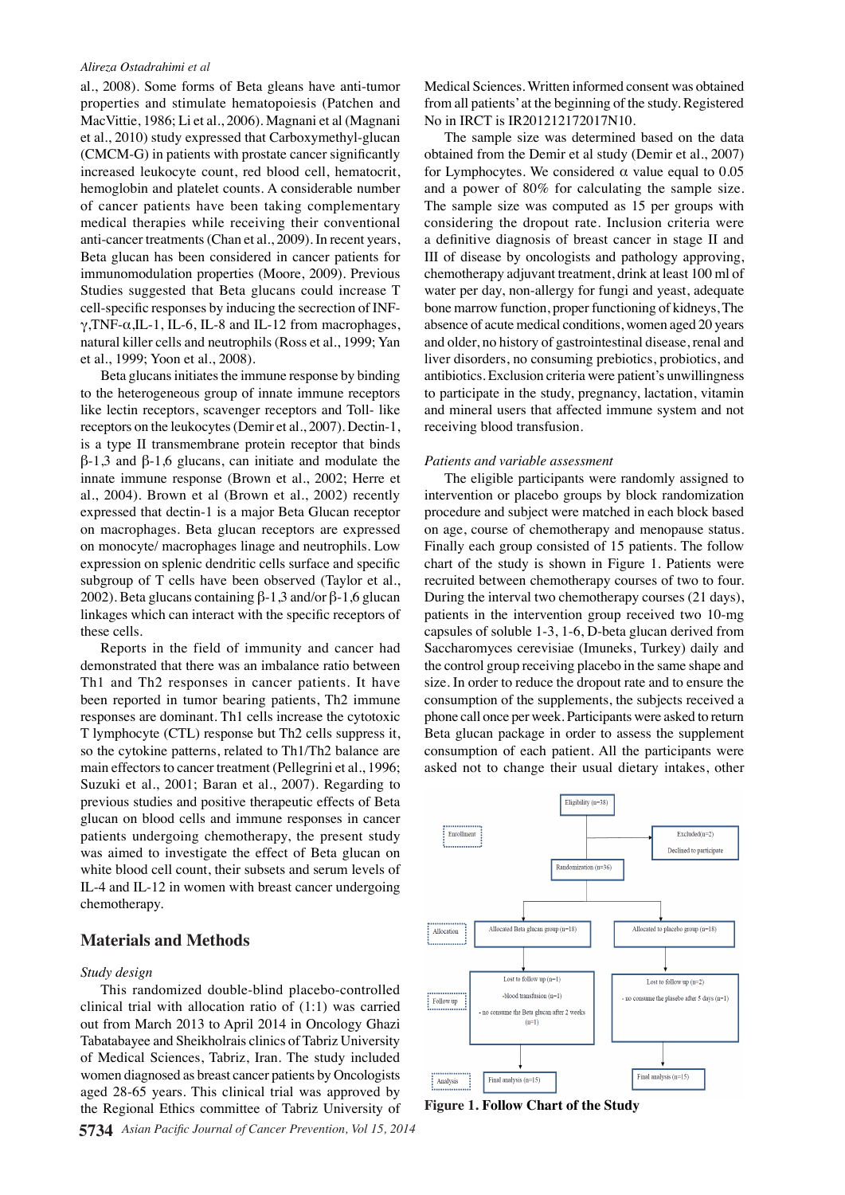al., 2008). Some forms of Beta gleans have anti-tumor properties and stimulate hematopoiesis (Patchen and MacVittie, 1986; Li et al., 2006). Magnani et al (Magnani et al., 2010) study expressed that Carboxymethyl-glucan (CMCM-G) in patients with prostate cancer significantly increased leukocyte count, red blood cell, hematocrit, hemoglobin and platelet counts. A considerable number of cancer patients have been taking complementary medical therapies while receiving their conventional anti-cancer treatments (Chan et al., 2009). In recent years, Beta glucan has been considered in cancer patients for immunomodulation properties (Moore, 2009). Previous Studies suggested that Beta glucans could increase T cell-specific responses by inducing the secretion of INF-γ,TNF-α,IL-1, IL-6, IL-8 and IL-12 from macrophages, natural killer cells and neutrophils (Ross et al., 1999; Yan et al., 1999; Yoon et al., 2008).

Beta glucans initiates the immune response by binding to the heterogeneous group of innate immune receptors like lectin receptors, scavenger receptors and Toll- like receptors on the leukocytes (Demir et al., 2007). Dectin-1, is a type II transmembrane protein receptor that binds β-1,3 and β-1,6 glucans, can initiate and modulate the innate immune response (Brown et al., 2002; Herre et al., 2004). Brown et al (Brown et al., 2002) recently expressed that dectin-1 is a major Beta Glucan receptor on macrophages. Beta glucan receptors are expressed on monocyte/ macrophages linage and neutrophils. Low expression on splenic dendritic cells surface and specific subgroup of T cells have been observed (Taylor et al., 2002). Beta glucans containing β-1,3 and/or β-1,6 glucan linkages which can interact with the specific receptors of these cells.

Reports in the field of immunity and cancer had demonstrated that there was an imbalance ratio between Th1 and Th2 responses in cancer patients. It have been reported in tumor bearing patients, Th2 immune responses are dominant. Th1 cells increase the cytotoxic T lymphocyte (CTL) response but Th2 cells suppress it, so the cytokine patterns, related to Th1/Th2 balance are main effectors to cancer treatment (Pellegrini et al., 1996; Suzuki et al., 2001; Baran et al., 2007). Regarding to previous studies and positive therapeutic effects of Beta glucan on blood cells and immune responses in cancer patients undergoing chemotherapy, the present study was aimed to investigate the effect of Beta glucan on white blood cell count, their subsets and serum levels of IL-4 and IL-12 in women with breast cancer undergoing chemotherapy.

## Materials and Methods

*Study design*

This randomized double-blind placebo-controlled clinical trial with allocation ratio of (1:1) was carried out from March 2013 to April 2014 in Oncology Ghazi Tabatabayee and Sheikholrais clinics of Tabriz University of Medical Sciences, Tabriz, Iran. The study included women diagnosed as breast cancer patients by Oncologists aged 28-65 years. This clinical trial was approved by the Regional Ethics committee of Tabriz University of Medical Sciences. Written informed consent was obtained from all patients' at the beginning of the study. Registered No in IRCT is IR201212172017N10.

The sample size was determined based on the data obtained from the Demir et al study (Demir et al., 2007) for Lymphocytes. We considered α value equal to 0.05 and a power of 80% for calculating the sample size. The sample size was computed as 15 per groups with considering the dropout rate. Inclusion criteria were a definitive diagnosis of breast cancer in stage II and III of disease by oncologists and pathology approving, chemotherapy adjuvant treatment, drink at least 100 ml of water per day, non-allergy for fungi and yeast, adequate bone marrow function, proper functioning of kidneys, The absence of acute medical conditions, women aged 20 years and older, no history of gastrointestinal disease, renal and liver disorders, no consuming prebiotics, probiotics, and antibiotics. Exclusion criteria were patient's unwillingness to participate in the study, pregnancy, lactation, vitamin and mineral users that affected immune system and not receiving blood transfusion.

*Patients and variable assessment*

The eligible participants were randomly assigned to intervention or placebo groups by block randomization procedure and subject were matched in each block based on age, course of chemotherapy and menopause status. Finally each group consisted of 15 patients. The follow chart of the study is shown in Figure 1. Patients were recruited between chemotherapy courses of two to four. During the interval two chemotherapy courses (21 days), patients in the intervention group received two 10-mg capsules of soluble 1-3, 1-6, D-beta glucan derived from Saccharomyces cerevisiae (Imuneks, Turkey) daily and the control group receiving placebo in the same shape and size. In order to reduce the dropout rate and to ensure the consumption of the supplements, the subjects received a phone call once per week. Participants were asked to return Beta glucan package in order to assess the supplement consumption of each patient. All the participants were asked not to change their usual dietary intakes, other

Enrollment

Eligibility (n=38)

Excluded(n=2)

Declined to participate

Randomization (n=36)

Allocation

Allocated Beta glucan group (n=18)

Allocated to placebo group (n=18)

Follow up

Lost to follow up (n=1)

-blood transfusion (n=1)

- no consume the Beta glucan after 2 weeks (n=1)

Lost to follow up (n=2)

- no consume the placebo after 5 days (n=1)

Analysis

Final analysis (n=15)

Final analysis (n=15)

**Figure 1. Follow Chart of the Study**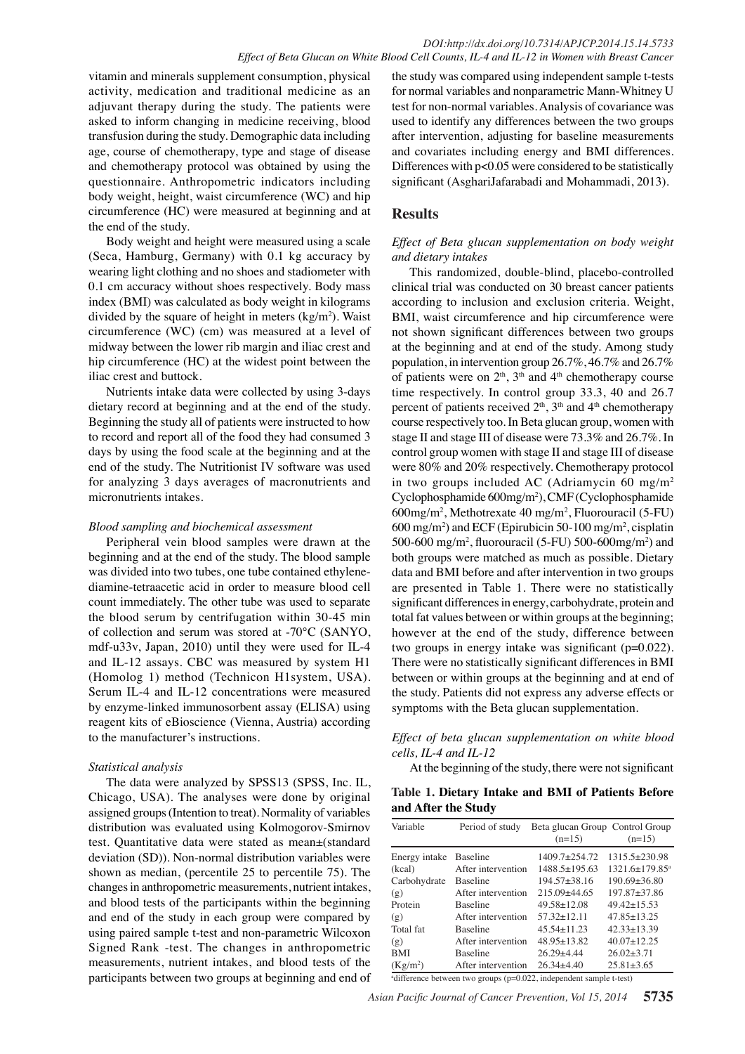vitamin and minerals supplement consumption, physical activity, medication and traditional medicine as an adjuvant therapy during the study. The patients were asked to inform changing in medicine receiving, blood transfusion during the study. Demographic data including age, course of chemotherapy, type and stage of disease and chemotherapy protocol was obtained by using the questionnaire. Anthropometric indicators including body weight, height, waist circumference (WC) and hip circumference (HC) were measured at beginning and at the end of the study.

Body weight and height were measured using a scale (Seca, Hamburg, Germany) with 0.1 kg accuracy by wearing light clothing and no shoes and stadiometer with 0.1 cm accuracy without shoes respectively. Body mass index (BMI) was calculated as body weight in kilograms divided by the square of height in meters ($kg/m^2$). Waist circumference (WC) (cm) was measured at a level of midway between the lower rib margin and iliac crest and hip circumference (HC) at the widest point between the iliac crest and buttock.

Nutrients intake data were collected by using 3-days dietary record at beginning and at the end of the study. Beginning the study all of patients were instructed to how to record and report all of the food they had consumed 3 days by using the food scale at the beginning and at the end of the study. The Nutritionist IV software was used for analyzing 3 days averages of macronutrients and micronutrients intakes.

### *Blood sampling and biochemical assessment*

Peripheral vein blood samples were drawn at the beginning and at the end of the study. The blood sample was divided into two tubes, one tube contained ethylene-diamine-tetraacetic acid in order to measure blood cell count immediately. The other tube was used to separate the blood serum by centrifugation within 30-45 min of collection and serum was stored at -70°C (SANYO, mdf-u33v, Japan, 2010) until they were used for IL-4 and IL-12 assays. CBC was measured by system H1 (Homolog 1) method (Technicon H1system, USA). Serum IL-4 and IL-12 concentrations were measured by enzyme-linked immunosorbent assay (ELISA) using reagent kits of eBioscience (Vienna, Austria) according to the manufacturer's instructions.

### *Statistical analysis*

The data were analyzed by SPSS13 (SPSS, Inc. IL, Chicago, USA). The analyses were done by original assigned groups (Intention to treat). Normality of variables distribution was evaluated using Kolmogorov-Smirnov test. Quantitative data were stated as mean±(standard deviation (SD)). Non-normal distribution variables were shown as median, (percentile 25 to percentile 75). The changes in anthropometric measurements, nutrient intakes, and blood tests of the participants within the beginning and end of the study in each group were compared by using paired sample t-test and non-parametric Wilcoxon Signed Rank -test. The changes in anthropometric measurements, nutrient intakes, and blood tests of the participants between two groups at beginning and end of the study was compared using independent sample t-tests for normal variables and nonparametric Mann-Whitney U test for non-normal variables. Analysis of covariance was used to identify any differences between the two groups after intervention, adjusting for baseline measurements and covariates including energy and BMI differences. Differences with $p<0.05$ were considered to be statistically significant (AsghariJafarabadi and Mohammadi, 2013).

## Results

### *Effect of Beta glucan supplementation on body weight and dietary intakes*

This randomized, double-blind, placebo-controlled clinical trial was conducted on 30 breast cancer patients according to inclusion and exclusion criteria. Weight, BMI, waist circumference and hip circumference were not shown significant differences between two groups at the beginning and at end of the study. Among study population, in intervention group 26.7%, 46.7% and 26.7% of patients were on 2[th], 3[th] and 4[th] chemotherapy course time respectively. In control group 33.3, 40 and 26.7 percent of patients received 2[th], 3[th] and 4[th] chemotherapy course respectively too. In Beta glucan group, women with stage II and stage III of disease were 73.3% and 26.7%. In control group women with stage II and stage III of disease were 80% and 20% respectively. Chemotherapy protocol in two groups included AC (Adriamycin 60 $mg/m^2$ Cyclophosphamide 600$mg/m^2$), CMF (Cyclophosphamide 600$mg/m^2$, Methotrexate 40 $mg/m^2$, Fluorouracil (5-FU) 600 $mg/m^2$) and ECF (Epirubicin 50-100 $mg/m^2$, cisplatin 500-600 $mg/m^2$, fluorouracil (5-FU) 500-600$mg/m^2$) and both groups were matched as much as possible. Dietary data and BMI before and after intervention in two groups are presented in Table 1. There were no statistically significant differences in energy, carbohydrate, protein and total fat values between or within groups at the beginning; however at the end of the study, difference between two groups in energy intake was significant (p=0.022). There were no statistically significant differences in BMI between or within groups at the beginning and at end of the study. Patients did not express any adverse effects or symptoms with the Beta glucan supplementation.

### *Effect of beta glucan supplementation on white blood cells, IL-4 and IL-12*

At the beginning of the study, there were not significant

**Table 1. Dietary Intake and BMI of Patients Before and After the Study**

| Variable | Period of study | Beta glucan Group (n=15) | Control Group (n=15) |
|---|---|---|---|
| Energy intake | Baseline | 1409.7±254.72 | 1315.5±230.98 |
| (kcal) | After intervention | 1488.5±195.63 | 1321.6±179.85[a] |
| Carbohydrate | Baseline | 194.57±38.16 | 190.69±36.80 |
| (g) | After intervention | 215.09±44.65 | 197.87±37.86 |
| Protein | Baseline | 49.58±12.08 | 49.42±15.53 |
| (g) | After intervention | 57.32±12.11 | 47.85±13.25 |
| Total fat | Baseline | 45.54±11.23 | 42.33±13.39 |
| (g) | After intervention | 48.95±13.82 | 40.07±12.25 |
| BMI | Baseline | 26.29±4.44 | 26.02±3.71 |
| ($Kg/m^2$) | After intervention | 26.34±4.40 | 25.81±3.65 |

[a]difference between two groups (p=0.022, independent sample t-test)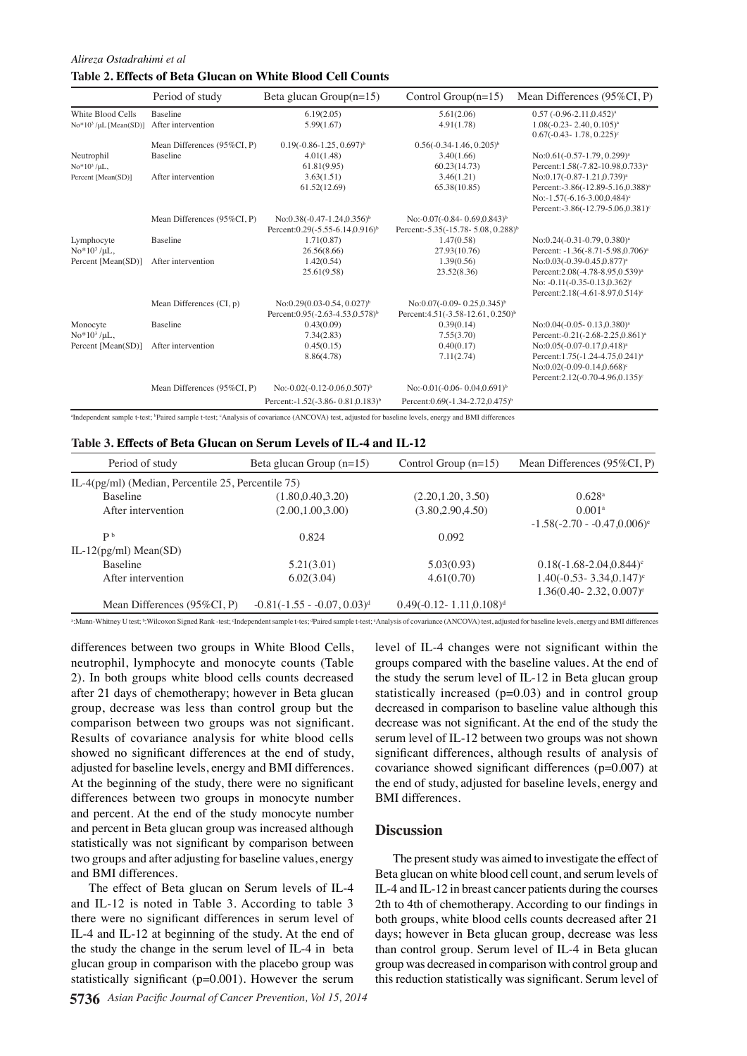**Table 2. Effects of Beta Glucan on White Blood Cell Counts**

| | Period of study | Beta glucan Group(n=15) | Control Group(n=15) | Mean Differences (95%CI, P) |
|---|---|---|---|---|
| White Blood Cells | Baseline | 6.19(2.05) | 5.61(2.06) | 0.57 (-0.96-2.11,0.452)[a] |
| No*10³ /µL [Mean(SD)] | After intervention | 5.99(1.67) | 4.91(1.78) | 1.08(-0.23- 2.40, 0.105)[a] 0.67(-0.43- 1.78, 0.225)[c] |
| | Mean Differences (95%CI, P) | 0.19(-0.86-1.25, 0.697)[b] | 0.56(-0.34-1.46, 0.205)[b] | |
| Neutrophil No*10³ /µL, Percent [Mean(SD)] | Baseline | 4.01(1.48) 61.81(9.95) | 3.40(1.66) 60.23(14.73) | No:0.61(-0.57-1.79, 0.299)[a] Percent:1.58(-7.82-10.98,0.733)[a] |
| | After intervention | 3.63(1.51) 61.52(12.69) | 3.46(1.21) 65.38(10.85) | No:0.17(-0.87-1.21,0.739)[a] Percent:-3.86(-12.89-5.16,0.388)[a] No:-1.57(-6.16-3.00,0.484)[c] Percent:-3.86(-12.79-5.06,0.381)[c] |
| | Mean Differences (95%CI, P) | No:0.38(-0.47-1.24,0.356)[b] Percent:0.29(-5.55-6.14,0.916)[b] | No:-0.07(-0.84- 0.69,0.843)[b] Percent:-5.35(-15.78- 5.08, 0.288)[b] | |
| Lymphocyte No*10³ /µL, Percent [Mean(SD)] | Baseline | 1.71(0.87) 26.56(8.66) | 1.47(0.58) 27.93(10.76) | No:0.24(-0.31-0.79, 0.380)[a] Percent: -1.36(-8.71-5.98,0.706)[a] |
| | After intervention | 1.42(0.54) 25.61(9.58) | 1.39(0.56) 23.52(8.36) | No:0.03(-0.39-0.45,0.877)[a] Percent:2.08(-4.78-8.95,0.539)[a] No: -0.11(-0.35-0.13,0.362)[c] Percent:2.18(-4.61-8.97,0.514)[c] |
| | Mean Differences (CI, p) | No:0.29(0.03-0.54, 0.027)[b] Percent:0.95(-2.63-4.53,0.578)[b] | No:0.07(-0.09- 0.25,0.345)[b] Percent:4.51(-3.58-12.61, 0.250)[b] | |
| Monocyte No*10³ /µL, Percent [Mean(SD)] | Baseline | 0.43(0.09) 7.34(2.83) | 0.39(0.14) 7.55(3.70) | No:0.04(-0.05- 0.13,0.380)[a] Percent:-0.21(-2.68-2.25,0.861)[a] |
| | After intervention | 0.45(0.15) 8.86(4.78) | 0.40(0.17) 7.11(2.74) | No:0.05(-0.07-0.17,0.418)[a] Percent:1.75(-1.24-4.75,0.241)[a] No:0.02(-0.09-0.14,0.668)[c] Percent:2.12(-0.70-4.96,0.135)[c] |
| | Mean Differences (95%CI, P) | No:-0.02(-0.12-0.06,0.507)[b] Percent:-1.52(-3.86- 0.81,0.183)[b] | No:-0.01(-0.06- 0.04,0.691)[b] Percent:0.69(-1.34-2.72,0.475)[b] | |

[a]Independent sample t-test; [b]Paired sample t-test; [c]Analysis of covariance (ANCOVA) test, adjusted for baseline levels, energy and BMI differences

**Table 3. Effects of Beta Glucan on Serum Levels of IL-4 and IL-12**

| Period of study | Beta glucan Group (n=15) | Control Group (n=15) | Mean Differences (95%CI, P) |
|---|---|---|---|
| IL-4(pg/ml) (Median, Percentile 25, Percentile 75) | | | |
| Baseline | (1.80,0.40,3.20) | (2.20,1.20, 3.50) | 0.628[a] |
| After intervention | (2.00,1.00,3.00) | (3.80,2.90,4.50) | 0.001[a] -1.58(-2.70 - -0.47,0.006)[e] |
| P [b] | 0.824 | 0.092 | |
| IL-12(pg/ml) Mean(SD) | | | |
| Baseline | 5.21(3.01) | 5.03(0.93) | 0.18(-1.68-2.04,0.844)[c] |
| After intervention | 6.02(3.04) | 4.61(0.70) | 1.40(-0.53- 3.34,0.147)[c] 1.36(0.40- 2.32, 0.007)[e] |
| Mean Differences (95%CI, P) | -0.81(-1.55 - -0.07, 0.03)[d] | 0.49(-0.12- 1.11,0.108)[d] | |

[a]:Mann-Whitney U test; [b]:Wilcoxon Signed Rank -test; [c]Independent sample t-tes; [d]Paired sample t-test; [e]Analysis of covariance (ANCOVA) test, adjusted for baseline levels, energy and BMI differences

differences between two groups in White Blood Cells, neutrophil, lymphocyte and monocyte counts (Table 2). In both groups white blood cells counts decreased after 21 days of chemotherapy; however in Beta glucan group, decrease was less than control group but the comparison between two groups was not significant. Results of covariance analysis for white blood cells showed no significant differences at the end of study, adjusted for baseline levels, energy and BMI differences. At the beginning of the study, there were no significant differences between two groups in monocyte number and percent. At the end of the study monocyte number and percent in Beta glucan group was increased although statistically was not significant by comparison between two groups and after adjusting for baseline values, energy and BMI differences.

The effect of Beta glucan on Serum levels of IL-4 and IL-12 is noted in Table 3. According to table 3 there were no significant differences in serum level of IL-4 and IL-12 at beginning of the study. At the end of the study the change in the serum level of IL-4 in beta glucan group in comparison with the placebo group was statistically significant (p=0.001). However the serum level of IL-4 changes were not significant within the groups compared with the baseline values. At the end of the study the serum level of IL-12 in Beta glucan group statistically increased (p=0.03) and in control group decreased in comparison to baseline value although this decrease was not significant. At the end of the study the serum level of IL-12 between two groups was not shown significant differences, although results of analysis of covariance showed significant differences (p=0.007) at the end of study, adjusted for baseline levels, energy and BMI differences.

## Discussion

The present study was aimed to investigate the effect of Beta glucan on white blood cell count, and serum levels of IL-4 and IL-12 in breast cancer patients during the courses 2th to 4th of chemotherapy. According to our findings in both groups, white blood cells counts decreased after 21 days; however in Beta glucan group, decrease was less than control group. Serum level of IL-4 in Beta glucan group was decreased in comparison with control group and this reduction statistically was significant. Serum level of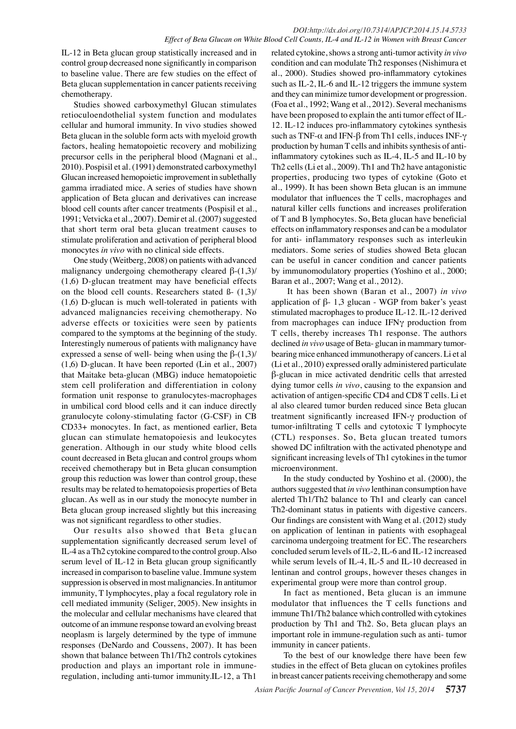IL-12 in Beta glucan group statistically increased and in control group decreased none significantly in comparison to baseline value. There are few studies on the effect of Beta glucan supplementation in cancer patients receiving chemotherapy.

Studies showed carboxymethyl Glucan stimulates retioculoendothelial system function and modulates cellular and humoral immunity. In vivo studies showed Beta glucan in the soluble form acts with myeloid growth factors, healing hematopoietic recovery and mobilizing precursor cells in the peripheral blood (Magnani et al., 2010). Pospisil et al. (1991) demonstrated carboxymethyl Glucan increased hemopoietic improvement in sublethally gamma irradiated mice. A series of studies have shown application of Beta glucan and derivatives can increase blood cell counts after cancer treatments (Pospisil et al., 1991; Vetvicka et al., 2007). Demir et al. (2007) suggested that short term oral beta glucan treatment causes to stimulate proliferation and activation of peripheral blood monocytes *in vivo* with no clinical side effects.

One study (Weitberg, 2008) on patients with advanced malignancy undergoing chemotherapy cleared β-(1,3)/(1,6) D-glucan treatment may have beneficial effects on the blood cell counts. Researchers stated ß- (1,3)/(1,6) D-glucan is much well-tolerated in patients with advanced malignancies receiving chemotherapy. No adverse effects or toxicities were seen by patients compared to the symptoms at the beginning of the study. Interestingly numerous of patients with malignancy have expressed a sense of well- being when using the β-(1,3)/(1,6) D-glucan. It have been reported (Lin et al., 2007) that Maitake beta-glucan (MBG) induce hematopoietic stem cell proliferation and differentiation in colony formation unit response to granulocytes-macrophages in umbilical cord blood cells and it can induce directly granulocyte colony-stimulating factor (G-CSF) in CB CD33+ monocytes. In fact, as mentioned earlier, Beta glucan can stimulate hematopoiesis and leukocytes generation. Although in our study white blood cells count decreased in Beta glucan and control groups whom received chemotherapy but in Beta glucan consumption group this reduction was lower than control group, these results may be related to hematopoiesis properties of Beta glucan. As well as in our study the monocyte number in Beta glucan group increased slightly but this increasing was not significant regardless to other studies.

Our results also showed that Beta glucan supplementation significantly decreased serum level of IL-4 as a Th2 cytokine compared to the control group. Also serum level of IL-12 in Beta glucan group significantly increased in comparison to baseline value. Immune system suppression is observed in most malignancies. In antitumor immunity, T lymphocytes, play a focal regulatory role in cell mediated immunity (Seliger, 2005). New insights in the molecular and cellular mechanisms have cleared that outcome of an immune response toward an evolving breast neoplasm is largely determined by the type of immune responses (DeNardo and Coussens, 2007). It has been shown that balance between Th1/Th2 controls cytokines production and plays an important role in immune-regulation, including anti-tumor immunity.IL-12, a Th1 related cytokine, shows a strong anti-tumor activity *in vivo* condition and can modulate Th2 responses (Nishimura et al., 2000). Studies showed pro-inflammatory cytokines such as IL-2, IL-6 and IL-12 triggers the immune system and they can minimize tumor development or progression. (Foa et al., 1992; Wang et al., 2012). Several mechanisms have been proposed to explain the anti tumor effect of IL-12. IL-12 induces pro-inflammatory cytokines synthesis such as TNF-α and IFN-β from Th1 cells, induces INF-γ production by human T cells and inhibits synthesis of anti-inflammatory cytokines such as IL-4, IL-5 and IL-10 by Th2 cells (Li et al., 2009). Th1 and Th2 have antagonistic properties, producing two types of cytokine (Goto et al., 1999). It has been shown Beta glucan is an immune modulator that influences the T cells, macrophages and natural killer cells functions and increases proliferation of T and B lymphocytes. So, Beta glucan have beneficial effects on inflammatory responses and can be a modulator for anti- inflammatory responses such as interleukin mediators. Some series of studies showed Beta glucan can be useful in cancer condition and cancer patients by immunomodulatory properties (Yoshino et al., 2000; Baran et al., 2007; Wang et al., 2012).

It has been shown (Baran et al., 2007) *in vivo* application of β- 1,3 glucan - WGP from baker's yeast stimulated macrophages to produce IL-12. IL-12 derived from macrophages can induce IFNγ production from T cells, thereby increases Th1 response. The authors declined *in vivo* usage of Beta- glucan in mammary tumor-bearing mice enhanced immunotherapy of cancers. Li et al (Li et al., 2010) expressed orally administered particulate β-glucan in mice activated dendritic cells that arrested dying tumor cells *in vivo*, causing to the expansion and activation of antigen-specific CD4 and CD8 T cells. Li et al also cleared tumor burden reduced since Beta glucan treatment significantly increased IFN-γ production of tumor-infiltrating T cells and cytotoxic T lymphocyte (CTL) responses. So, Beta glucan treated tumors showed DC infiltration with the activated phenotype and significant increasing levels of Th1 cytokines in the tumor microenvironment.

In the study conducted by Yoshino et al. (2000), the authors suggested that *in vivo* lenthinan consumption have alerted Th1/Th2 balance to Th1 and clearly can cancel Th2-dominant status in patients with digestive cancers. Our findings are consistent with Wang et al. (2012) study on application of lentinan in patients with esophageal carcinoma undergoing treatment for EC. The researchers concluded serum levels of IL-2, IL-6 and IL-12 increased while serum levels of IL-4, IL-5 and IL-10 decreased in lentinan and control groups, however theses changes in experimental group were more than control group.

In fact as mentioned, Beta glucan is an immune modulator that influences the T cells functions and immune Th1/Th2 balance which controlled with cytokines production by Th1 and Th2. So, Beta glucan plays an important role in immune-regulation such as anti- tumor immunity in cancer patients.

To the best of our knowledge there have been few studies in the effect of Beta glucan on cytokines profiles in breast cancer patients receiving chemotherapy and some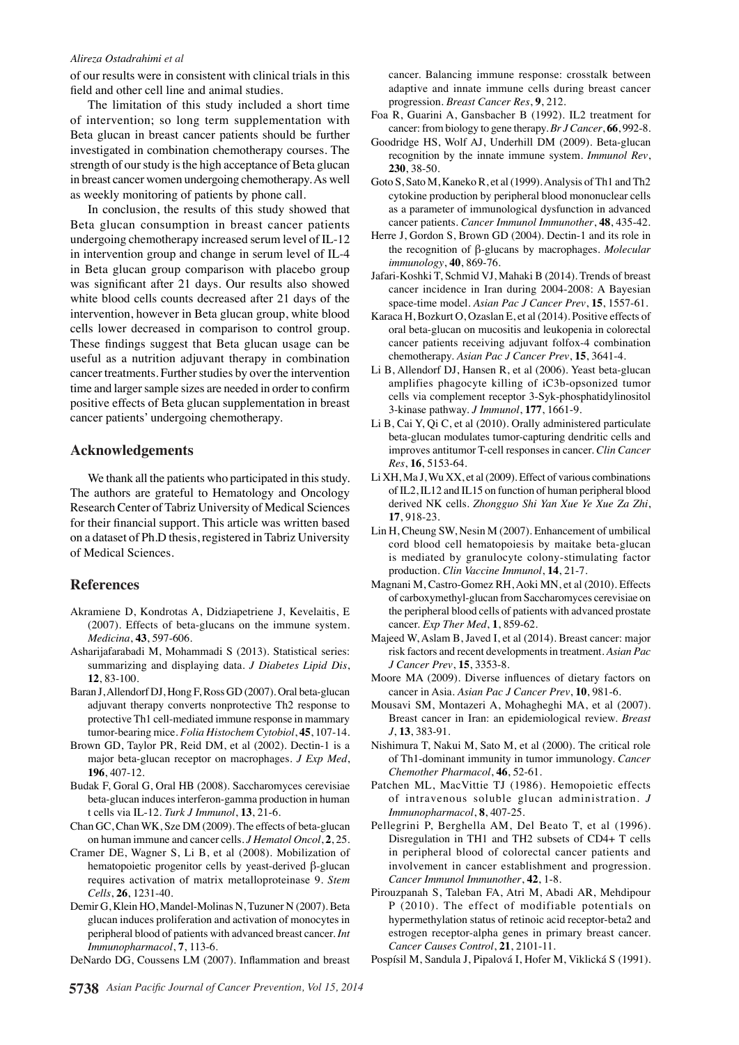of our results were in consistent with clinical trials in this field and other cell line and animal studies.

The limitation of this study included a short time of intervention; so long term supplementation with Beta glucan in breast cancer patients should be further investigated in combination chemotherapy courses. The strength of our study is the high acceptance of Beta glucan in breast cancer women undergoing chemotherapy. As well as weekly monitoring of patients by phone call.

In conclusion, the results of this study showed that Beta glucan consumption in breast cancer patients undergoing chemotherapy increased serum level of IL-12 in intervention group and change in serum level of IL-4 in Beta glucan group comparison with placebo group was significant after 21 days. Our results also showed white blood cells counts decreased after 21 days of the intervention, however in Beta glucan group, white blood cells lower decreased in comparison to control group. These findings suggest that Beta glucan usage can be useful as a nutrition adjuvant therapy in combination cancer treatments. Further studies by over the intervention time and larger sample sizes are needed in order to confirm positive effects of Beta glucan supplementation in breast cancer patients' undergoing chemotherapy.

## Acknowledgements

We thank all the patients who participated in this study. The authors are grateful to Hematology and Oncology Research Center of Tabriz University of Medical Sciences for their financial support. This article was written based on a dataset of Ph.D thesis, registered in Tabriz University of Medical Sciences.

## References

Akramiene D, Kondrotas A, Didziapetriene J, Kevelaitis, E (2007). Effects of beta-glucans on the immune system. *Medicina*, **43**, 597-606.

Asharijafarabadi M, Mohammadi S (2013). Statistical series: summarizing and displaying data. *J Diabetes Lipid Dis*, **12**, 83-100.

Baran J, Allendorf DJ, Hong F, Ross GD (2007). Oral beta-glucan adjuvant therapy converts nonprotective Th2 response to protective Th1 cell-mediated immune response in mammary tumor-bearing mice. *Folia Histochem Cytobiol*, **45**, 107-14.

Brown GD, Taylor PR, Reid DM, et al (2002). Dectin-1 is a major beta-glucan receptor on macrophages. *J Exp Med*, **196**, 407-12.

Budak F, Goral G, Oral HB (2008). Saccharomyces cerevisiae beta-glucan induces interferon-gamma production in human t cells via IL-12. *Turk J Immunol*, **13**, 21-6.

Chan GC, Chan WK, Sze DM (2009). The effects of beta-glucan on human immune and cancer cells. *J Hematol Oncol*, **2**, 25.

Cramer DE, Wagner S, Li B, et al (2008). Mobilization of hematopoietic progenitor cells by yeast-derived β-glucan requires activation of matrix metalloproteinase 9. *Stem Cells*, **26**, 1231-40.

Demir G, Klein HO, Mandel-Molinas N, Tuzuner N (2007). Beta glucan induces proliferation and activation of monocytes in peripheral blood of patients with advanced breast cancer. *Int Immunopharmacol*, **7**, 113-6.

DeNardo DG, Coussens LM (2007). Inflammation and breast cancer. Balancing immune response: crosstalk between adaptive and innate immune cells during breast cancer progression. *Breast Cancer Res*, **9**, 212.

Foa R, Guarini A, Gansbacher B (1992). IL2 treatment for cancer: from biology to gene therapy. *Br J Cancer*, **66**, 992-8.

Goodridge HS, Wolf AJ, Underhill DM (2009). Beta-glucan recognition by the innate immune system. *Immunol Rev*, **230**, 38-50.

Goto S, Sato M, Kaneko R, et al (1999). Analysis of Th1 and Th2 cytokine production by peripheral blood mononuclear cells as a parameter of immunological dysfunction in advanced cancer patients. *Cancer Immunol Immunother*, **48**, 435-42.

Herre J, Gordon S, Brown GD (2004). Dectin-1 and its role in the recognition of β-glucans by macrophages. *Molecular immunology*, **40**, 869-76.

Jafari-Koshki T, Schmid VJ, Mahaki B (2014). Trends of breast cancer incidence in Iran during 2004-2008: A Bayesian space-time model. *Asian Pac J Cancer Prev*, **15**, 1557-61.

Karaca H, Bozkurt O, Ozaslan E, et al (2014). Positive effects of oral beta-glucan on mucositis and leukopenia in colorectal cancer patients receiving adjuvant folfox-4 combination chemotherapy. *Asian Pac J Cancer Prev*, **15**, 3641-4.

Li B, Allendorf DJ, Hansen R, et al (2006). Yeast beta-glucan amplifies phagocyte killing of iC3b-opsonized tumor cells via complement receptor 3-Syk-phosphatidylinositol 3-kinase pathway. *J Immunol*, **177**, 1661-9.

Li B, Cai Y, Qi C, et al (2010). Orally administered particulate beta-glucan modulates tumor-capturing dendritic cells and improves antitumor T-cell responses in cancer. *Clin Cancer Res*, **16**, 5153-64.

Li XH, Ma J, Wu XX, et al (2009). Effect of various combinations of IL2, IL12 and IL15 on function of human peripheral blood derived NK cells. *Zhongguo Shi Yan Xue Ye Xue Za Zhi*, **17**, 918-23.

Lin H, Cheung SW, Nesin M (2007). Enhancement of umbilical cord blood cell hematopoiesis by maitake beta-glucan is mediated by granulocyte colony-stimulating factor production. *Clin Vaccine Immunol*, **14**, 21-7.

Magnani M, Castro-Gomez RH, Aoki MN, et al (2010). Effects of carboxymethyl-glucan from Saccharomyces cerevisiae on the peripheral blood cells of patients with advanced prostate cancer. *Exp Ther Med*, **1**, 859-62.

Majeed W, Aslam B, Javed I, et al (2014). Breast cancer: major risk factors and recent developments in treatment. *Asian Pac J Cancer Prev*, **15**, 3353-8.

Moore MA (2009). Diverse influences of dietary factors on cancer in Asia. *Asian Pac J Cancer Prev*, **10**, 981-6.

Mousavi SM, Montazeri A, Mohagheghi MA, et al (2007). Breast cancer in Iran: an epidemiological review. *Breast J*, **13**, 383-91.

Nishimura T, Nakui M, Sato M, et al (2000). The critical role of Th1-dominant immunity in tumor immunology. *Cancer Chemother Pharmacol*, **46**, 52-61.

Patchen ML, MacVittie TJ (1986). Hemopoietic effects of intravenous soluble glucan administration. *J Immunopharmacol*, **8**, 407-25.

Pellegrini P, Berghella AM, Del Beato T, et al (1996). Disregulation in TH1 and TH2 subsets of CD4+ T cells in peripheral blood of colorectal cancer patients and involvement in cancer establishment and progression. *Cancer Immunol Immunother*, **42**, 1-8.

Pirouzpanah S, Taleban FA, Atri M, Abadi AR, Mehdipour P (2010). The effect of modifiable potentials on hypermethylation status of retinoic acid receptor-beta2 and estrogen receptor-alpha genes in primary breast cancer. *Cancer Causes Control*, **21**, 2101-11.

Pospíšil M, Sandula J, Pipalová I, Hofer M, Viklická S (1991).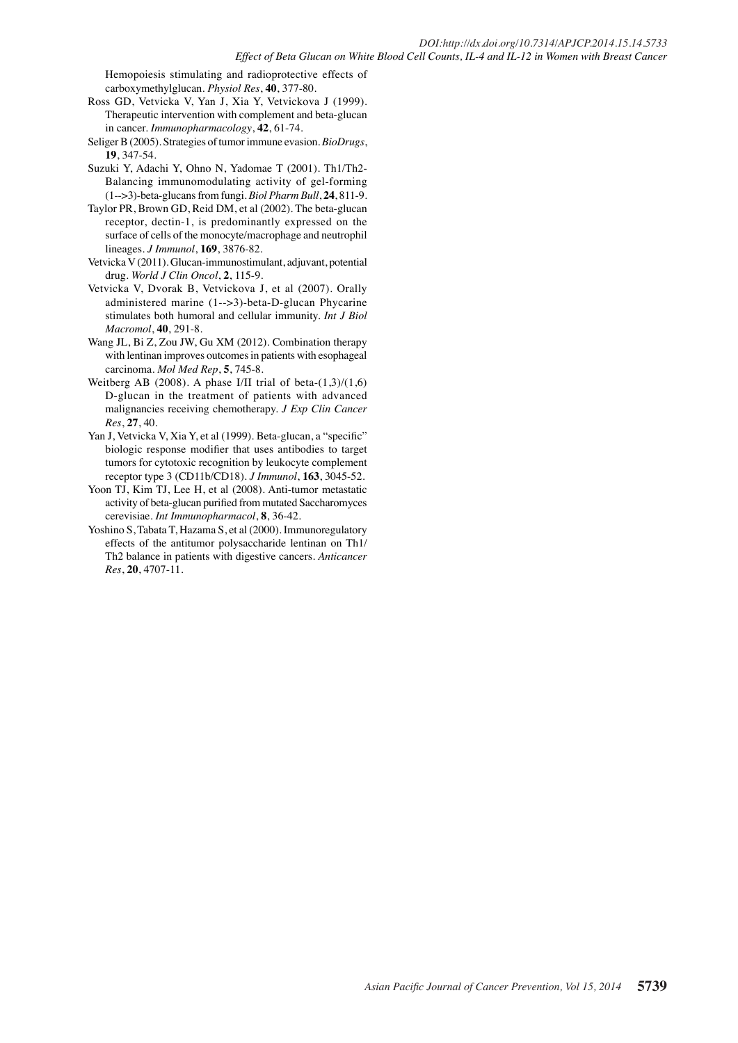Hemopoiesis stimulating and radioprotective effects of carboxymethylglucan. *Physiol Res*, **40**, 377-80.

Ross GD, Vetvicka V, Yan J, Xia Y, Vetvickova J (1999). Therapeutic intervention with complement and beta-glucan in cancer. *Immunopharmacology*, **42**, 61-74.

Seliger B (2005). Strategies of tumor immune evasion. *BioDrugs*, **19**, 347-54.

Suzuki Y, Adachi Y, Ohno N, Yadomae T (2001). Th1/Th2-Balancing immunomodulating activity of gel-forming (1-->3)-beta-glucans from fungi. *Biol Pharm Bull*, **24**, 811-9.

Taylor PR, Brown GD, Reid DM, et al (2002). The beta-glucan receptor, dectin-1, is predominantly expressed on the surface of cells of the monocyte/macrophage and neutrophil lineages. *J Immunol*, **169**, 3876-82.

Vetvicka V (2011). Glucan-immunostimulant, adjuvant, potential drug. *World J Clin Oncol*, **2**, 115-9.

Vetvicka V, Dvorak B, Vetvickova J, et al (2007). Orally administered marine (1-->3)-beta-D-glucan Phycarine stimulates both humoral and cellular immunity. *Int J Biol Macromol*, **40**, 291-8.

Wang JL, Bi Z, Zou JW, Gu XM (2012). Combination therapy with lentinan improves outcomes in patients with esophageal carcinoma. *Mol Med Rep*, **5**, 745-8.

Weitberg AB (2008). A phase I/II trial of beta-(1,3)/(1,6) D-glucan in the treatment of patients with advanced malignancies receiving chemotherapy. *J Exp Clin Cancer Res*, **27**, 40.

Yan J, Vetvicka V, Xia Y, et al (1999). Beta-glucan, a "specific" biologic response modifier that uses antibodies to target tumors for cytotoxic recognition by leukocyte complement receptor type 3 (CD11b/CD18). *J Immunol*, **163**, 3045-52.

Yoon TJ, Kim TJ, Lee H, et al (2008). Anti-tumor metastatic activity of beta-glucan purified from mutated Saccharomyces cerevisiae. *Int Immunopharmacol*, **8**, 36-42.

Yoshino S, Tabata T, Hazama S, et al (2000). Immunoregulatory effects of the antitumor polysaccharide lentinan on Th1/Th2 balance in patients with digestive cancers. *Anticancer Res*, **20**, 4707-11.